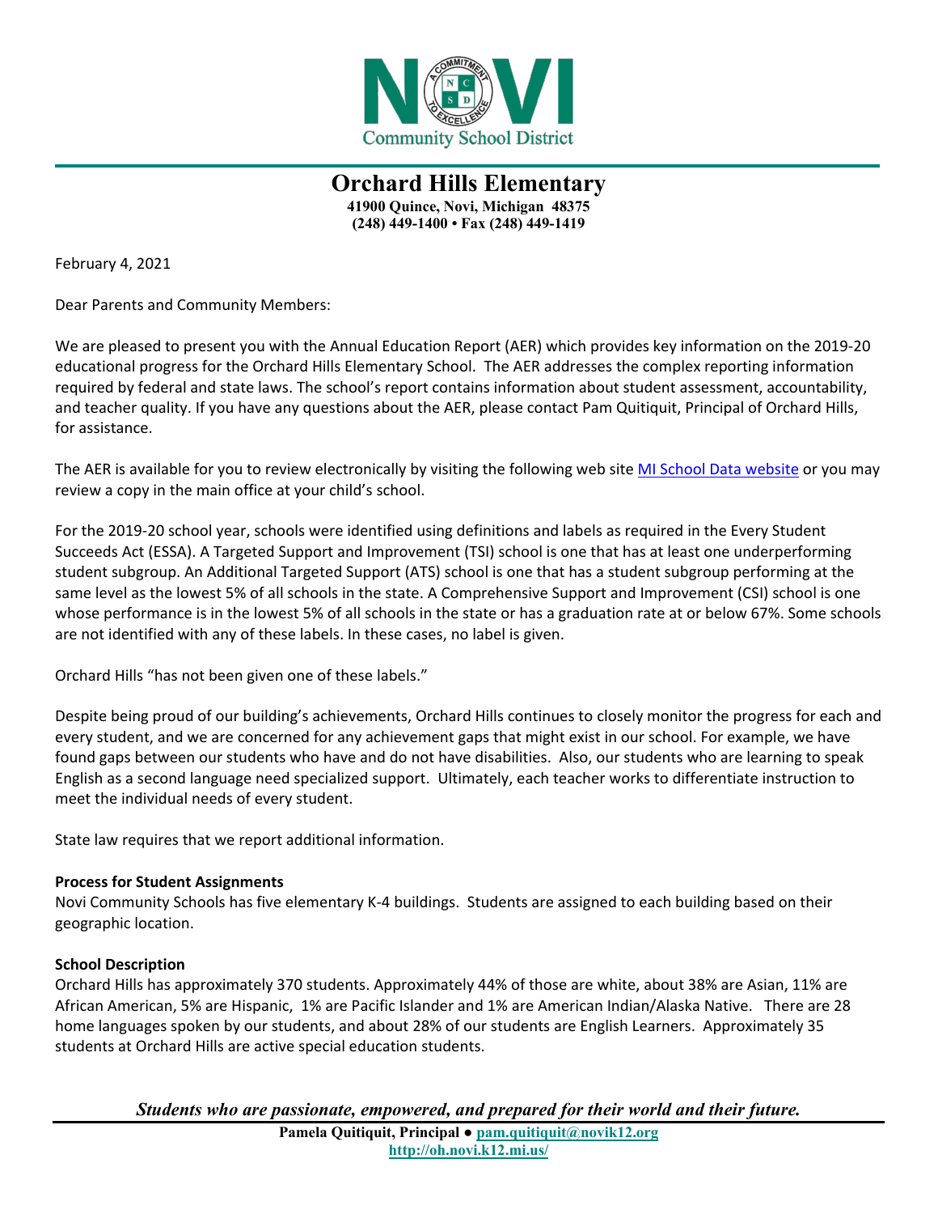# Orchard Hills Elementary

**41900 Quince, Novi, Michigan 48375**
**(248) 449-1400 • Fax (248) 449-1419**

February 4, 2021

Dear Parents and Community Members:

We are pleased to present you with the Annual Education Report (AER) which provides key information on the 2019-20 educational progress for the Orchard Hills Elementary School. The AER addresses the complex reporting information required by federal and state laws. The school's report contains information about student assessment, accountability, and teacher quality. If you have any questions about the AER, please contact Pam Quitiquit, Principal of Orchard Hills, for assistance.

The AER is available for you to review electronically by visiting the following web site [MI School Data website] or you may review a copy in the main office at your child's school.

For the 2019-20 school year, schools were identified using definitions and labels as required in the Every Student Succeeds Act (ESSA). A Targeted Support and Improvement (TSI) school is one that has at least one underperforming student subgroup. An Additional Targeted Support (ATS) school is one that has a student subgroup performing at the same level as the lowest 5% of all schools in the state. A Comprehensive Support and Improvement (CSI) school is one whose performance is in the lowest 5% of all schools in the state or has a graduation rate at or below 67%. Some schools are not identified with any of these labels. In these cases, no label is given.

Orchard Hills "has not been given one of these labels."

Despite being proud of our building's achievements, Orchard Hills continues to closely monitor the progress for each and every student, and we are concerned for any achievement gaps that might exist in our school. For example, we have found gaps between our students who have and do not have disabilities. Also, our students who are learning to speak English as a second language need specialized support. Ultimately, each teacher works to differentiate instruction to meet the individual needs of every student.

State law requires that we report additional information.

**Process for Student Assignments**
Novi Community Schools has five elementary K-4 buildings. Students are assigned to each building based on their geographic location.

**School Description**
Orchard Hills has approximately 370 students. Approximately 44% of those are white, about 38% are Asian, 11% are African American, 5% are Hispanic, 1% are Pacific Islander and 1% are American Indian/Alaska Native. There are 28 home languages spoken by our students, and about 28% of our students are English Learners. Approximately 35 students at Orchard Hills are active special education students.

***Students who are passionate, empowered, and prepared for their world and their future.***

**Pamela Quitiquit, Principal ● pam.quitiquit@novik12.org**
**http://oh.novi.k12.mi.us/**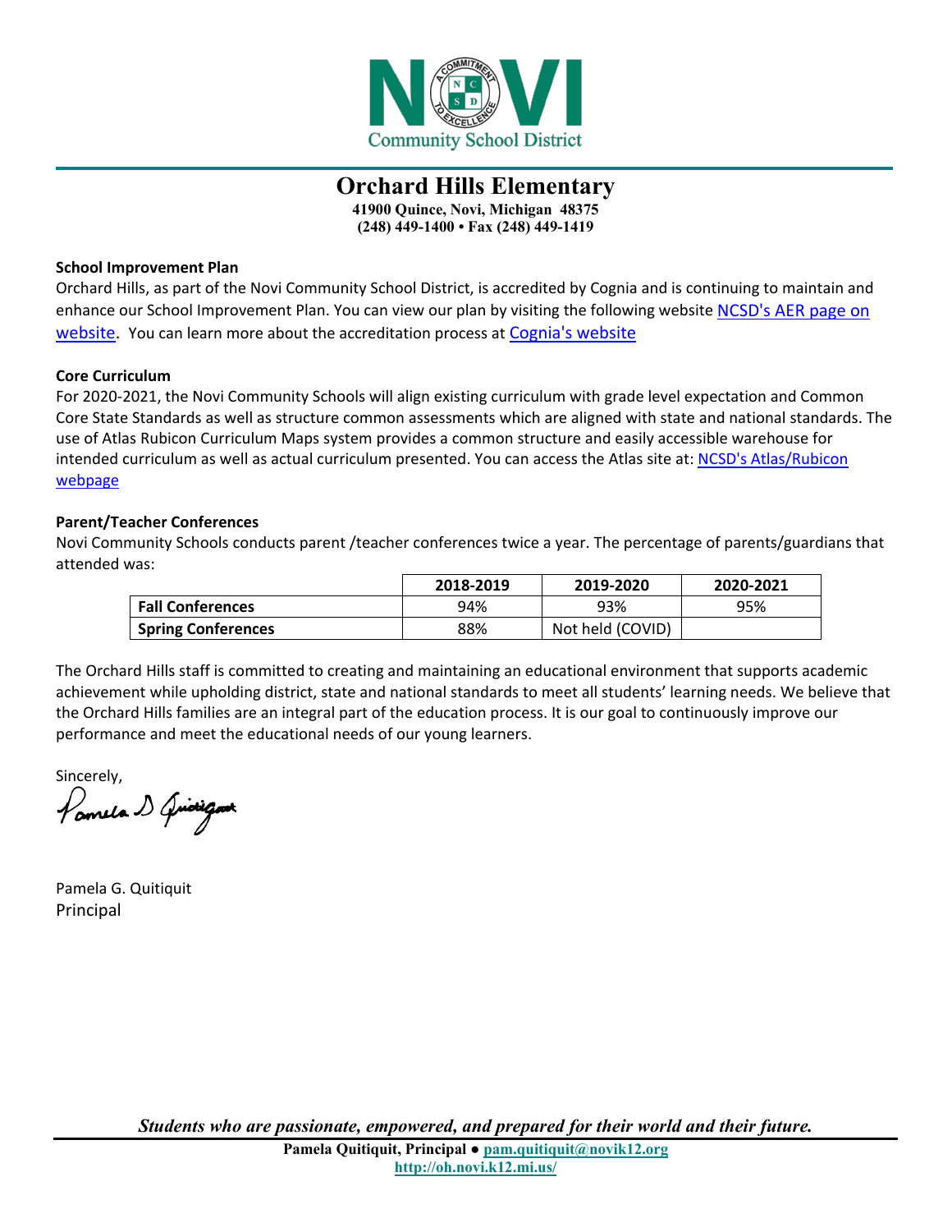Novi Community School District

# Orchard Hills Elementary

**41900 Quince, Novi, Michigan 48375**
**(248) 449-1400 • Fax (248) 449-1419**

**School Improvement Plan**

Orchard Hills, as part of the Novi Community School District, is accredited by Cognia and is continuing to maintain and enhance our School Improvement Plan. You can view our plan by visiting the following website NCSD's AER page on website. You can learn more about the accreditation process at Cognia's website

**Core Curriculum**

For 2020-2021, the Novi Community Schools will align existing curriculum with grade level expectation and Common Core State Standards as well as structure common assessments which are aligned with state and national standards. The use of Atlas Rubicon Curriculum Maps system provides a common structure and easily accessible warehouse for intended curriculum as well as actual curriculum presented. You can access the Atlas site at: NCSD's Atlas/Rubicon webpage

**Parent/Teacher Conferences**

Novi Community Schools conducts parent /teacher conferences twice a year. The percentage of parents/guardians that attended was:

| | 2018-2019 | 2019-2020 | 2020-2021 |
|---|---|---|---|
| **Fall Conferences** | 94% | 93% | 95% |
| **Spring Conferences** | 88% | Not held (COVID) | |

The Orchard Hills staff is committed to creating and maintaining an educational environment that supports academic achievement while upholding district, state and national standards to meet all students' learning needs. We believe that the Orchard Hills families are an integral part of the education process. It is our goal to continuously improve our performance and meet the educational needs of our young learners.

Sincerely,

Pamela G. Quitiquit
Principal

*Students who are passionate, empowered, and prepared for their world and their future.*

**Pamela Quitiquit, Principal ● pam.quitiquit@novik12.org**
**http://oh.novi.k12.mi.us/**